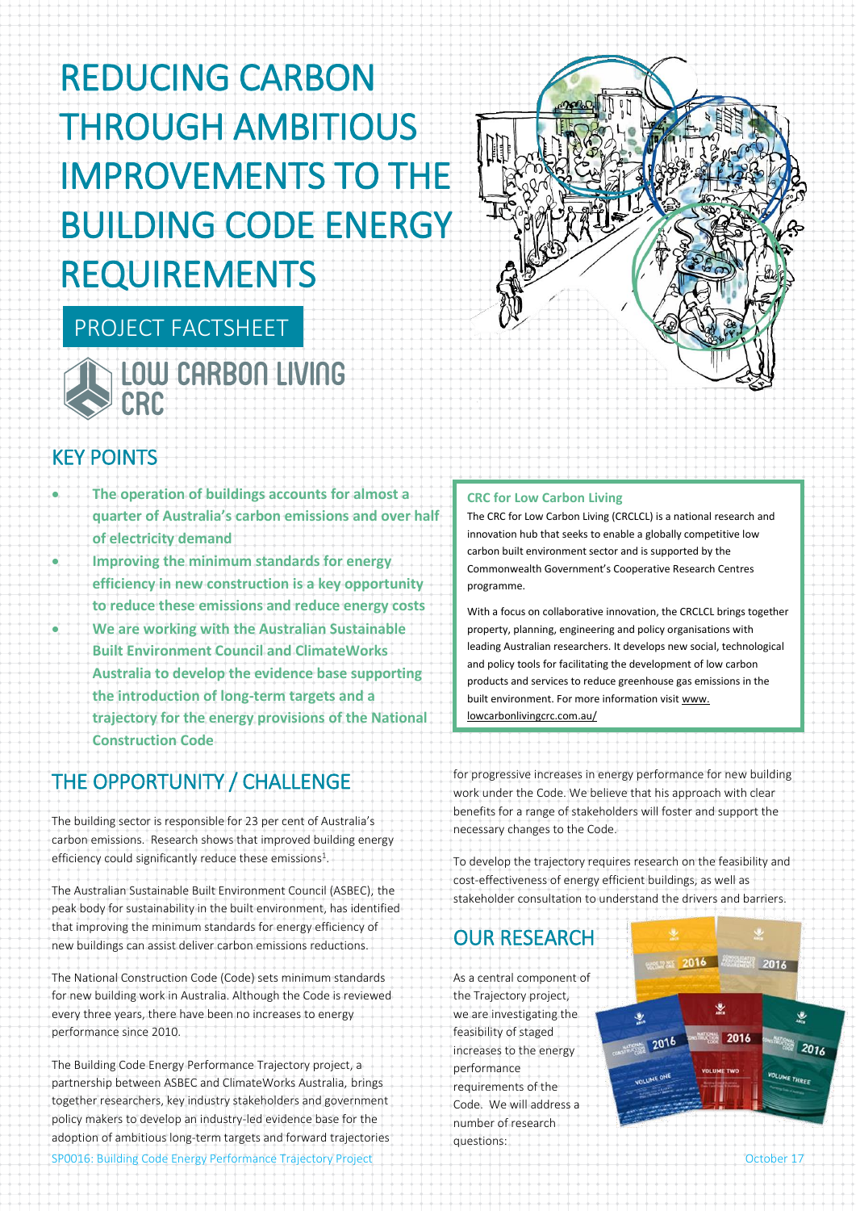# REDUCING CARBON THROUGH AMBITIOUS IMPROVEMENTS TO THE BUILDING CODE ENERGY REQUIREMENTS

PROJECT FACTSHEET

LOW CARBON LIVING CRC

## KEY POINTS

- **The operation of buildings accounts for almost a quarter of Australia's carbon emissions and over half of electricity demand**
- **Improving the minimum standards for energy efficiency in new construction is a key opportunity to reduce these emissions and reduce energy costs**
- **We are working with the Australian Sustainable Built Environment Council and ClimateWorks Australia to develop the evidence base supporting the introduction of long-term targets and a trajectory for the energy provisions of the National Construction Code**

### CRC for Low Carbon Living

The CRC for Low Carbon Living (CRCLCL) is a national research and innovation hub that seeks to enable a globally competitive low carbon built environment sector and is supported by the Commonwealth Government's Cooperative Research Centres programme.

With a focus on collaborative innovation, the CRCLCL brings together property, planning, engineering and policy organisations with leading Australian researchers. It develops new social, technological and policy tools for facilitating the development of low carbon products and services to reduce greenhouse gas emissions in the built environment. For more information visit www.lowcarbonlivingcrc.com.au/

## THE OPPORTUNITY / CHALLENGE

The building sector is responsible for 23 per cent of Australia's carbon emissions. Research shows that improved building energy efficiency could significantly reduce these emissions[1].

The Australian Sustainable Built Environment Council (ASBEC), the peak body for sustainability in the built environment, has identified that improving the minimum standards for energy efficiency of new buildings can assist deliver carbon emissions reductions.

The National Construction Code (Code) sets minimum standards for new building work in Australia. Although the Code is reviewed every three years, there have been no increases to energy performance since 2010.

The Building Code Energy Performance Trajectory project, a partnership between ASBEC and ClimateWorks Australia, brings together researchers, key industry stakeholders and government policy makers to develop an industry-led evidence base for the adoption of ambitious long-term targets and forward trajectories for progressive increases in energy performance for new building work under the Code. We believe that his approach with clear benefits for a range of stakeholders will foster and support the necessary changes to the Code.

To develop the trajectory requires research on the feasibility and cost-effectiveness of energy efficient buildings, as well as stakeholder consultation to understand the drivers and barriers.

## OUR RESEARCH

As a central component of the Trajectory project, we are investigating the feasibility of staged increases to the energy performance requirements of the Code. We will address a number of research questions:

SP0016: Building Code Energy Performance Trajectory Project

October 17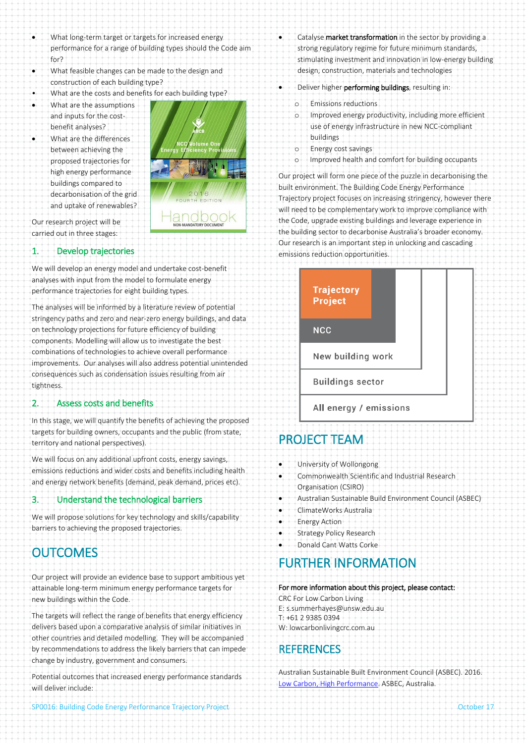- What long-term target or targets for increased energy performance for a range of building types should the Code aim for?
- What feasible changes can be made to the design and construction of each building type?
- What are the costs and benefits for each building type?
- What are the assumptions and inputs for the cost-benefit analyses?
- What are the differences between achieving the proposed trajectories for high energy performance buildings compared to decarbonisation of the grid and uptake of renewables?

Our research project will be carried out in three stages:

### 1. Develop trajectories

We will develop an energy model and undertake cost-benefit analyses with input from the model to formulate energy performance trajectories for eight building types.

The analyses will be informed by a literature review of potential stringency paths and zero and near-zero energy buildings, and data on technology projections for future efficiency of building components. Modelling will allow us to investigate the best combinations of technologies to achieve overall performance improvements. Our analyses will also address potential unintended consequences such as condensation issues resulting from air tightness.

### 2. Assess costs and benefits

In this stage, we will quantify the benefits of achieving the proposed targets for building owners, occupants and the public (from state, territory and national perspectives).

We will focus on any additional upfront costs, energy savings, emissions reductions and wider costs and benefits including health and energy network benefits (demand, peak demand, prices etc).

### 3. Understand the technological barriers

We will propose solutions for key technology and skills/capability barriers to achieving the proposed trajectories.

## OUTCOMES

Our project will provide an evidence base to support ambitious yet attainable long-term minimum energy performance targets for new buildings within the Code.

The targets will reflect the range of benefits that energy efficiency delivers based upon a comparative analysis of similar initiatives in other countries and detailed modelling. They will be accompanied by recommendations to address the likely barriers that can impede change by industry, government and consumers.

Potential outcomes that increased energy performance standards will deliver include:

- Catalyse **market transformation** in the sector by providing a strong regulatory regime for future minimum standards, stimulating investment and innovation in low-energy building design, construction, materials and technologies
- Deliver higher **performing buildings**, resulting in:
  - Emissions reductions
  - Improved energy productivity, including more efficient use of energy infrastructure in new NCC-compliant buildings
  - Energy cost savings
  - Improved health and comfort for building occupants

Our project will form one piece of the puzzle in decarbonising the built environment. The Building Code Energy Performance Trajectory project focuses on increasing stringency, however there will need to be complementary work to improve compliance with the Code, upgrade existing buildings and leverage experience in the building sector to decarbonise Australia's broader economy. Our research is an important step in unlocking and cascading emissions reduction opportunities.

Trajectory Project

NCC

New building work

Buildings sector

All energy / emissions

## PROJECT TEAM

- University of Wollongong
- Commonwealth Scientific and Industrial Research Organisation (CSIRO)
- Australian Sustainable Build Environment Council (ASBEC)
- ClimateWorks Australia
- Energy Action
- Strategy Policy Research
- Donald Cant Watts Corke

## FURTHER INFORMATION

**For more information about this project, please contact:**
CRC For Low Carbon Living
E: s.summerhayes@unsw.edu.au
T: +61 2 9385 0394
W: lowcarbonlivingcrc.com.au

## REFERENCES

Australian Sustainable Built Environment Council (ASBEC). 2016. Low Carbon, High Performance. ASBEC, Australia.